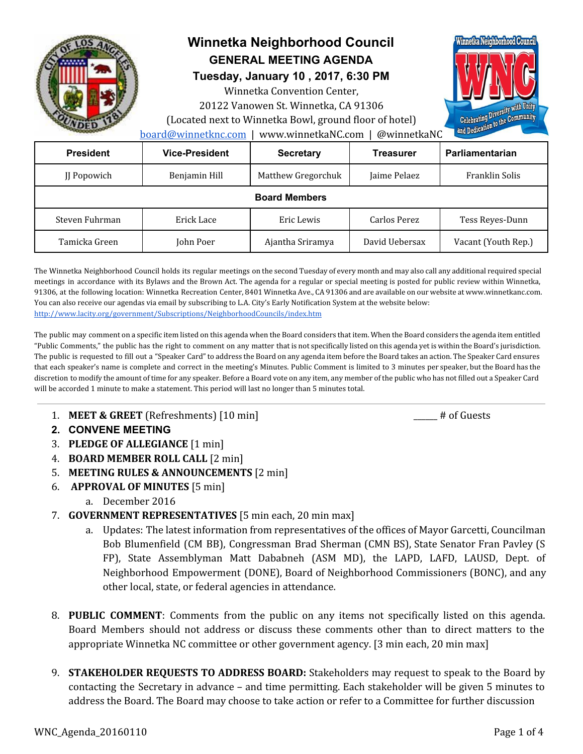# Winnetka Neighborhood Council

## GENERAL MEETING AGENDA

**Tuesday, January 10 , 2017, 6:30 PM**

Winnetka Convention Center,
20122 Vanowen St. Winnetka, CA 91306
(Located next to Winnetka Bowl, ground floor of hotel)
board@winnetknc.com | www.winnetkaNC.com | @winnetkaNC

| President | Vice-President | Secretary | Treasurer | Parliamentarian |
|---|---|---|---|---|
| JJ Popowich | Benjamin Hill | Matthew Gregorchuk | Jaime Pelaez | Franklin Solis |
| **Board Members** | | | | |
| Steven Fuhrman | Erick Lace | Eric Lewis | Carlos Perez | Tess Reyes-Dunn |
| Tamicka Green | John Poer | Ajantha Sriramya | David Uebersax | Vacant (Youth Rep.) |

The Winnetka Neighborhood Council holds its regular meetings on the second Tuesday of every month and may also call any additional required special meetings in accordance with its Bylaws and the Brown Act. The agenda for a regular or special meeting is posted for public review within Winnetka, 91306, at the following location: Winnetka Recreation Center, 8401 Winnetka Ave., CA 91306 and are available on our website at www.winnetknc.com. You can also receive our agendas via email by subscribing to L.A. City's Early Notification System at the website below:
http://www.lacity.org/government/Subscriptions/NeighborhoodCouncils/index.htm

The public may comment on a specific item listed on this agenda when the Board considers that item. When the Board considers the agenda item entitled "Public Comments," the public has the right to comment on any matter that is not specifically listed on this agenda yet is within the Board's jurisdiction. The public is requested to fill out a "Speaker Card" to address the Board on any agenda item before the Board takes an action. The Speaker Card ensures that each speaker's name is complete and correct in the meeting's Minutes. Public Comment is limited to 3 minutes per speaker, but the Board has the discretion to modify the amount of time for any speaker. Before a Board vote on any item, any member of the public who has not filled out a Speaker Card will be accorded 1 minute to make a statement. This period will last no longer than 5 minutes total.

---

1. **MEET & GREET** (Refreshments) [10 min] _____ # of Guests
2. **CONVENE MEETING**
3. **PLEDGE OF ALLEGIANCE** [1 min]
4. **BOARD MEMBER ROLL CALL** [2 min]
5. **MEETING RULES & ANNOUNCEMENTS** [2 min]
6. **APPROVAL OF MINUTES** [5 min]
   a. December 2016
7. **GOVERNMENT REPRESENTATIVES** [5 min each, 20 min max]
   a. Updates: The latest information from representatives of the offices of Mayor Garcetti, Councilman Bob Blumenfield (CM BB), Congressman Brad Sherman (CMN BS), State Senator Fran Pavley (S FP), State Assemblyman Matt Dababneh (ASM MD), the LAPD, LAFD, LAUSD, Dept. of Neighborhood Empowerment (DONE), Board of Neighborhood Commissioners (BONC), and any other local, state, or federal agencies in attendance.
8. **PUBLIC COMMENT**: Comments from the public on any items not specifically listed on this agenda. Board Members should not address or discuss these comments other than to direct matters to the appropriate Winnetka NC committee or other government agency. [3 min each, 20 min max]
9. **STAKEHOLDER REQUESTS TO ADDRESS BOARD:** Stakeholders may request to speak to the Board by contacting the Secretary in advance – and time permitting. Each stakeholder will be given 5 minutes to address the Board. The Board may choose to take action or refer to a Committee for further discussion

WNC_Agenda_20160110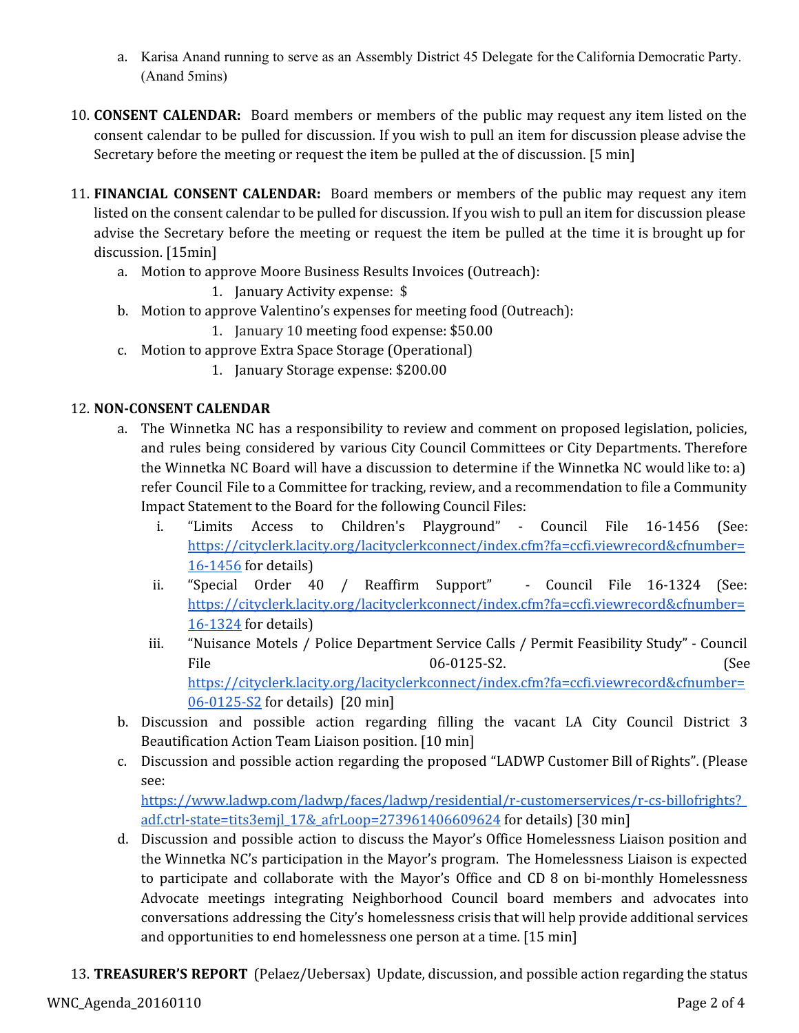a. Karisa Anand running to serve as an Assembly District 45 Delegate for the California Democratic Party. (Anand 5mins)

10. **CONSENT CALENDAR:** Board members or members of the public may request any item listed on the consent calendar to be pulled for discussion. If you wish to pull an item for discussion please advise the Secretary before the meeting or request the item be pulled at the of discussion. [5 min]

11. **FINANCIAL CONSENT CALENDAR:** Board members or members of the public may request any item listed on the consent calendar to be pulled for discussion. If you wish to pull an item for discussion please advise the Secretary before the meeting or request the item be pulled at the time it is brought up for discussion. [15min]
    a. Motion to approve Moore Business Results Invoices (Outreach):
        1. January Activity expense: $
    b. Motion to approve Valentino's expenses for meeting food (Outreach):
        1. January 10 meeting food expense: $50.00
    c. Motion to approve Extra Space Storage (Operational)
        1. January Storage expense: $200.00

12. **NON-CONSENT CALENDAR**
    a. The Winnetka NC has a responsibility to review and comment on proposed legislation, policies, and rules being considered by various City Council Committees or City Departments. Therefore the Winnetka NC Board will have a discussion to determine if the Winnetka NC would like to: a) refer Council File to a Committee for tracking, review, and a recommendation to file a Community Impact Statement to the Board for the following Council Files:
        i. "Limits Access to Children's Playground" - Council File 16-1456 (See: https://cityclerk.lacity.org/lacityclerkconnect/index.cfm?fa=ccfi.viewrecord&cfnumber=16-1456 for details)
        ii. "Special Order 40 / Reaffirm Support" - Council File 16-1324 (See: https://cityclerk.lacity.org/lacityclerkconnect/index.cfm?fa=ccfi.viewrecord&cfnumber=16-1324 for details)
        iii. "Nuisance Motels / Police Department Service Calls / Permit Feasibility Study" - Council File 06-0125-S2. (See https://cityclerk.lacity.org/lacityclerkconnect/index.cfm?fa=ccfi.viewrecord&cfnumber=06-0125-S2 for details) [20 min]
    b. Discussion and possible action regarding filling the vacant LA City Council District 3 Beautification Action Team Liaison position. [10 min]
    c. Discussion and possible action regarding the proposed "LADWP Customer Bill of Rights". (Please see: https://www.ladwp.com/ladwp/faces/ladwp/residential/r-customerservices/r-cs-billofrights?_adf.ctrl-state=tits3emjl_17&_afrLoop=273961406609624 for details) [30 min]
    d. Discussion and possible action to discuss the Mayor's Office Homelessness Liaison position and the Winnetka NC's participation in the Mayor's program. The Homelessness Liaison is expected to participate and collaborate with the Mayor's Office and CD 8 on bi-monthly Homelessness Advocate meetings integrating Neighborhood Council board members and advocates into conversations addressing the City's homelessness crisis that will help provide additional services and opportunities to end homelessness one person at a time. [15 min]

13. **TREASURER'S REPORT** (Pelaez/Uebersax) Update, discussion, and possible action regarding the status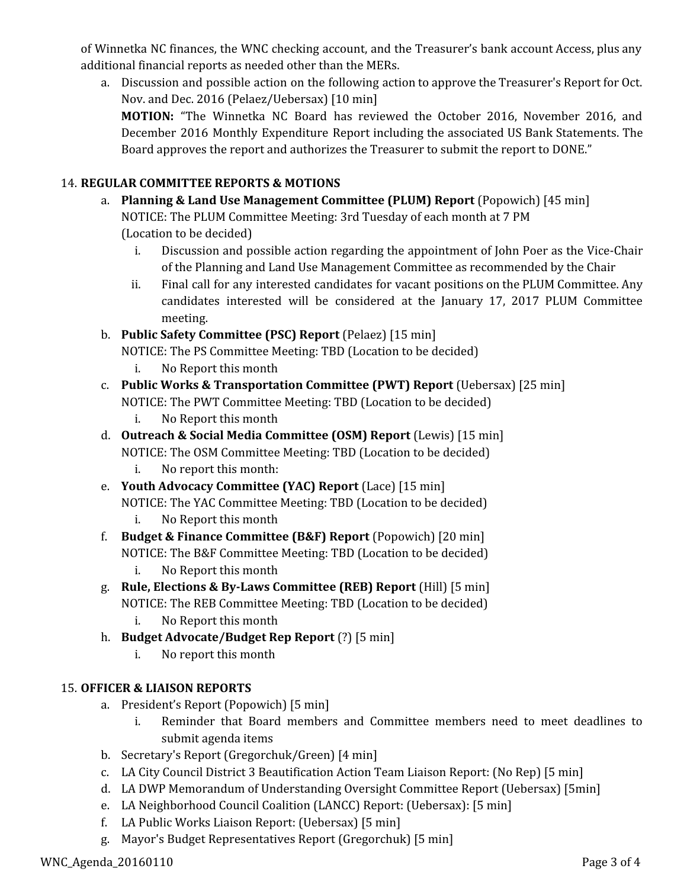of Winnetka NC finances, the WNC checking account, and the Treasurer's bank account Access, plus any additional financial reports as needed other than the MERs.

a. Discussion and possible action on the following action to approve the Treasurer's Report for Oct. Nov. and Dec. 2016 (Pelaez/Uebersax) [10 min]
   **MOTION:** "The Winnetka NC Board has reviewed the October 2016, November 2016, and December 2016 Monthly Expenditure Report including the associated US Bank Statements. The Board approves the report and authorizes the Treasurer to submit the report to DONE."

14. **REGULAR COMMITTEE REPORTS & MOTIONS**
   a. **Planning & Land Use Management Committee (PLUM) Report** (Popowich) [45 min]
      NOTICE: The PLUM Committee Meeting: 3rd Tuesday of each month at 7 PM
      (Location to be decided)
      i. Discussion and possible action regarding the appointment of John Poer as the Vice-Chair of the Planning and Land Use Management Committee as recommended by the Chair
      ii. Final call for any interested candidates for vacant positions on the PLUM Committee. Any candidates interested will be considered at the January 17, 2017 PLUM Committee meeting.
   b. **Public Safety Committee (PSC) Report** (Pelaez) [15 min]
      NOTICE: The PS Committee Meeting: TBD (Location to be decided)
      i. No Report this month
   c. **Public Works & Transportation Committee (PWT) Report** (Uebersax) [25 min]
      NOTICE: The PWT Committee Meeting: TBD (Location to be decided)
      i. No Report this month
   d. **Outreach & Social Media Committee (OSM) Report** (Lewis) [15 min]
      NOTICE: The OSM Committee Meeting: TBD (Location to be decided)
      i. No report this month:
   e. **Youth Advocacy Committee (YAC) Report** (Lace) [15 min]
      NOTICE: The YAC Committee Meeting: TBD (Location to be decided)
      i. No Report this month
   f. **Budget & Finance Committee (B&F) Report** (Popowich) [20 min]
      NOTICE: The B&F Committee Meeting: TBD (Location to be decided)
      i. No Report this month
   g. **Rule, Elections & By-Laws Committee (REB) Report** (Hill) [5 min]
      NOTICE: The REB Committee Meeting: TBD (Location to be decided)
      i. No Report this month
   h. **Budget Advocate/Budget Rep Report** (?) [5 min]
      i. No report this month

15. **OFFICER & LIAISON REPORTS**
   a. President's Report (Popowich) [5 min]
      i. Reminder that Board members and Committee members need to meet deadlines to submit agenda items
   b. Secretary's Report (Gregorchuk/Green) [4 min]
   c. LA City Council District 3 Beautification Action Team Liaison Report: (No Rep) [5 min]
   d. LA DWP Memorandum of Understanding Oversight Committee Report (Uebersax) [5min]
   e. LA Neighborhood Council Coalition (LANCC) Report: (Uebersax): [5 min]
   f. LA Public Works Liaison Report: (Uebersax) [5 min]
   g. Mayor's Budget Representatives Report (Gregorchuk) [5 min]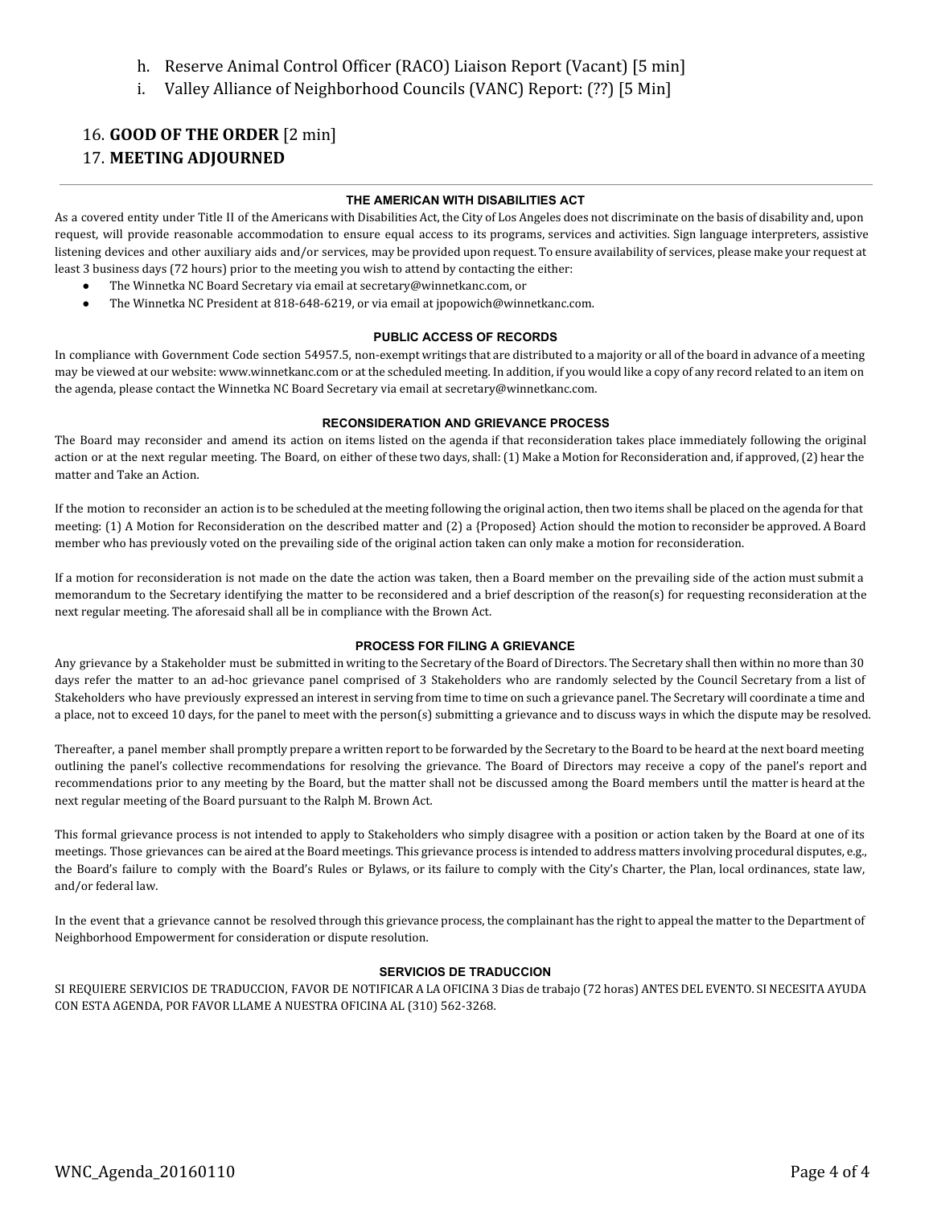h. Reserve Animal Control Officer (RACO) Liaison Report (Vacant) [5 min]
i. Valley Alliance of Neighborhood Councils (VANC) Report: (??) [5 Min]

16. **GOOD OF THE ORDER** [2 min]
17. **MEETING ADJOURNED**

---

#### THE AMERICAN WITH DISABILITIES ACT

As a covered entity under Title II of the Americans with Disabilities Act, the City of Los Angeles does not discriminate on the basis of disability and, upon request, will provide reasonable accommodation to ensure equal access to its programs, services and activities. Sign language interpreters, assistive listening devices and other auxiliary aids and/or services, may be provided upon request. To ensure availability of services, please make your request at least 3 business days (72 hours) prior to the meeting you wish to attend by contacting the either:

- The Winnetka NC Board Secretary via email at secretary@winnetkanc.com, or
- The Winnetka NC President at 818-648-6219, or via email at jpopowich@winnetkanc.com.

#### PUBLIC ACCESS OF RECORDS

In compliance with Government Code section 54957.5, non-exempt writings that are distributed to a majority or all of the board in advance of a meeting may be viewed at our website: www.winnetkanc.com or at the scheduled meeting. In addition, if you would like a copy of any record related to an item on the agenda, please contact the Winnetka NC Board Secretary via email at secretary@winnetkanc.com.

#### RECONSIDERATION AND GRIEVANCE PROCESS

The Board may reconsider and amend its action on items listed on the agenda if that reconsideration takes place immediately following the original action or at the next regular meeting. The Board, on either of these two days, shall: (1) Make a Motion for Reconsideration and, if approved, (2) hear the matter and Take an Action.

If the motion to reconsider an action is to be scheduled at the meeting following the original action, then two items shall be placed on the agenda for that meeting: (1) A Motion for Reconsideration on the described matter and (2) a {Proposed} Action should the motion to reconsider be approved. A Board member who has previously voted on the prevailing side of the original action taken can only make a motion for reconsideration.

If a motion for reconsideration is not made on the date the action was taken, then a Board member on the prevailing side of the action must submit a memorandum to the Secretary identifying the matter to be reconsidered and a brief description of the reason(s) for requesting reconsideration at the next regular meeting. The aforesaid shall all be in compliance with the Brown Act.

#### PROCESS FOR FILING A GRIEVANCE

Any grievance by a Stakeholder must be submitted in writing to the Secretary of the Board of Directors. The Secretary shall then within no more than 30 days refer the matter to an ad-hoc grievance panel comprised of 3 Stakeholders who are randomly selected by the Council Secretary from a list of Stakeholders who have previously expressed an interest in serving from time to time on such a grievance panel. The Secretary will coordinate a time and a place, not to exceed 10 days, for the panel to meet with the person(s) submitting a grievance and to discuss ways in which the dispute may be resolved.

Thereafter, a panel member shall promptly prepare a written report to be forwarded by the Secretary to the Board to be heard at the next board meeting outlining the panel's collective recommendations for resolving the grievance. The Board of Directors may receive a copy of the panel's report and recommendations prior to any meeting by the Board, but the matter shall not be discussed among the Board members until the matter is heard at the next regular meeting of the Board pursuant to the Ralph M. Brown Act.

This formal grievance process is not intended to apply to Stakeholders who simply disagree with a position or action taken by the Board at one of its meetings. Those grievances can be aired at the Board meetings. This grievance process is intended to address matters involving procedural disputes, e.g., the Board's failure to comply with the Board's Rules or Bylaws, or its failure to comply with the City's Charter, the Plan, local ordinances, state law, and/or federal law.

In the event that a grievance cannot be resolved through this grievance process, the complainant has the right to appeal the matter to the Department of Neighborhood Empowerment for consideration or dispute resolution.

#### SERVICIOS DE TRADUCCION

SI REQUIERE SERVICIOS DE TRADUCCION, FAVOR DE NOTIFICAR A LA OFICINA 3 Dias de trabajo (72 horas) ANTES DEL EVENTO. SI NECESITA AYUDA CON ESTA AGENDA, POR FAVOR LLAME A NUESTRA OFICINA AL (310) 562-3268.